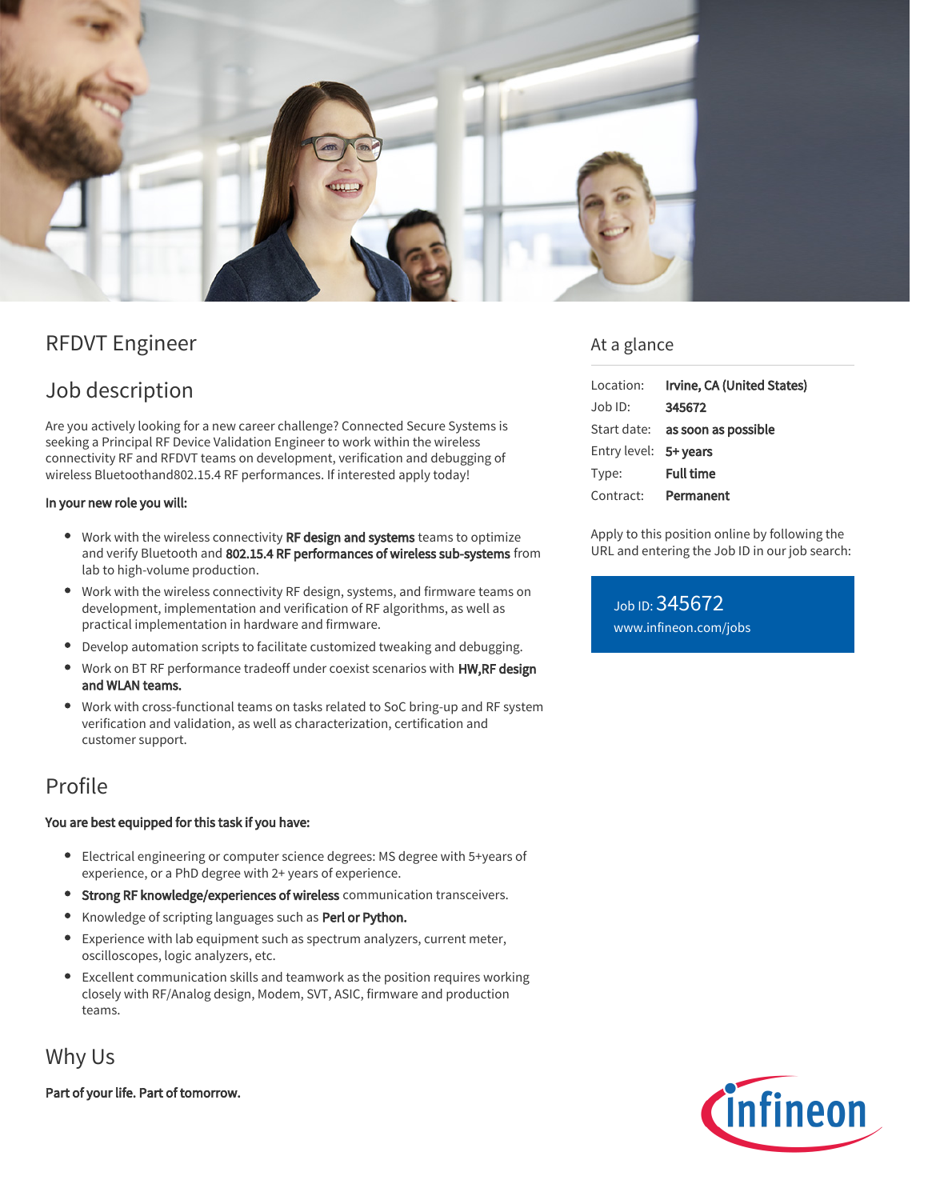# RFDVT Engineer

## Job description

Are you actively looking for a new career challenge? Connected Secure Systems is seeking a Principal RF Device Validation Engineer to work within the wireless connectivity RF and RFDVT teams on development, verification and debugging of wireless Bluetoothand802.15.4 RF performances. If interested apply today!

**In your new role you will:**

- Work with the wireless connectivity **RF design and systems** teams to optimize and verify Bluetooth and **802.15.4 RF performances of wireless sub-systems** from lab to high-volume production.
- Work with the wireless connectivity RF design, systems, and firmware teams on development, implementation and verification of RF algorithms, as well as practical implementation in hardware and firmware.
- Develop automation scripts to facilitate customized tweaking and debugging.
- Work on BT RF performance tradeoff under coexist scenarios with **HW,RF design and WLAN teams.**
- Work with cross-functional teams on tasks related to SoC bring-up and RF system verification and validation, as well as characterization, certification and customer support.

## Profile

**You are best equipped for this task if you have:**

- Electrical engineering or computer science degrees: MS degree with 5+years of experience, or a PhD degree with 2+ years of experience.
- **Strong RF knowledge/experiences of wireless** communication transceivers.
- Knowledge of scripting languages such as **Perl or Python.**
- Experience with lab equipment such as spectrum analyzers, current meter, oscilloscopes, logic analyzers, etc.
- Excellent communication skills and teamwork as the position requires working closely with RF/Analog design, Modem, SVT, ASIC, firmware and production teams.

## Why Us

**Part of your life. Part of tomorrow.**

## At a glance

| | |
|---|---|
| Location: | **Irvine, CA (United States)** |
| Job ID: | **345672** |
| Start date: | **as soon as possible** |
| Entry level: | **5+ years** |
| Type: | **Full time** |
| Contract: | **Permanent** |

Apply to this position online by following the URL and entering the Job ID in our job search:

Job ID: 345672
www.infineon.com/jobs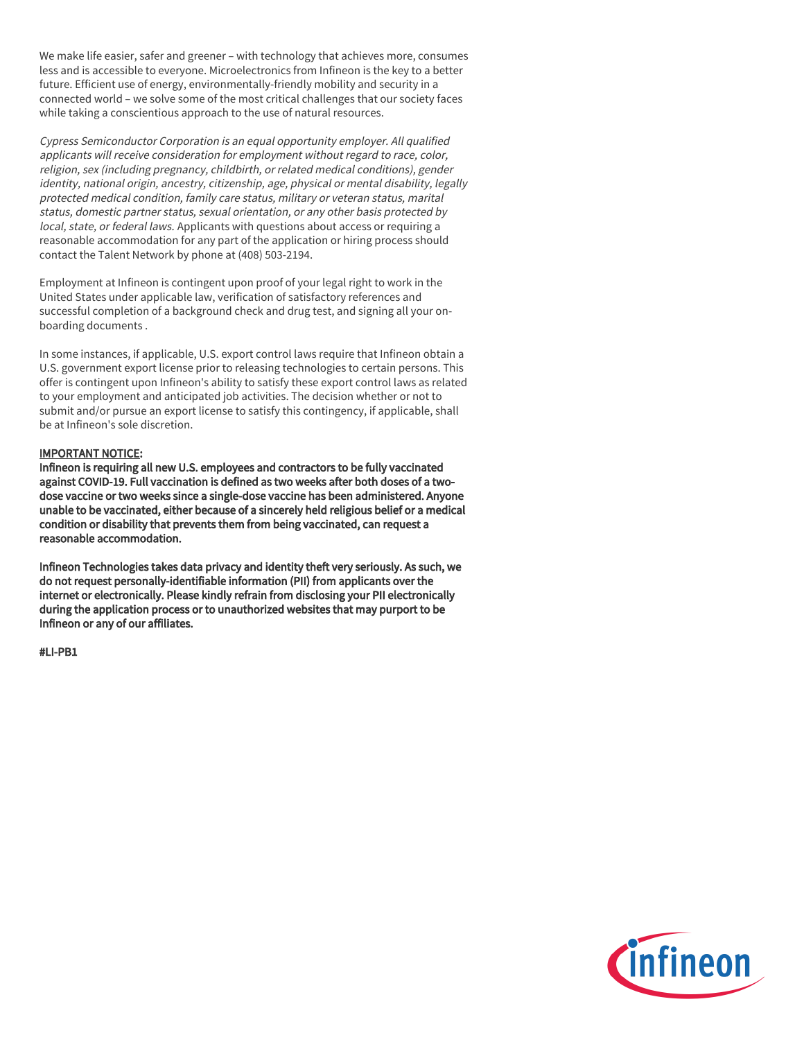We make life easier, safer and greener – with technology that achieves more, consumes less and is accessible to everyone. Microelectronics from Infineon is the key to a better future. Efficient use of energy, environmentally-friendly mobility and security in a connected world – we solve some of the most critical challenges that our society faces while taking a conscientious approach to the use of natural resources.

*Cypress Semiconductor Corporation is an equal opportunity employer. All qualified applicants will receive consideration for employment without regard to race, color, religion, sex (including pregnancy, childbirth, or related medical conditions), gender identity, national origin, ancestry, citizenship, age, physical or mental disability, legally protected medical condition, family care status, military or veteran status, marital status, domestic partner status, sexual orientation, or any other basis protected by local, state, or federal laws.* Applicants with questions about access or requiring a reasonable accommodation for any part of the application or hiring process should contact the Talent Network by phone at (408) 503-2194.

Employment at Infineon is contingent upon proof of your legal right to work in the United States under applicable law, verification of satisfactory references and successful completion of a background check and drug test, and signing all your on-boarding documents .

In some instances, if applicable, U.S. export control laws require that Infineon obtain a U.S. government export license prior to releasing technologies to certain persons. This offer is contingent upon Infineon's ability to satisfy these export control laws as related to your employment and anticipated job activities. The decision whether or not to submit and/or pursue an export license to satisfy this contingency, if applicable, shall be at Infineon's sole discretion.

**IMPORTANT NOTICE:**
**Infineon is requiring all new U.S. employees and contractors to be fully vaccinated against COVID-19. Full vaccination is defined as two weeks after both doses of a two-dose vaccine or two weeks since a single-dose vaccine has been administered. Anyone unable to be vaccinated, either because of a sincerely held religious belief or a medical condition or disability that prevents them from being vaccinated, can request a reasonable accommodation.**

**Infineon Technologies takes data privacy and identity theft very seriously. As such, we do not request personally-identifiable information (PII) from applicants over the internet or electronically. Please kindly refrain from disclosing your PII electronically during the application process or to unauthorized websites that may purport to be Infineon or any of our affiliates.**

**#LI-PB1**

infineon